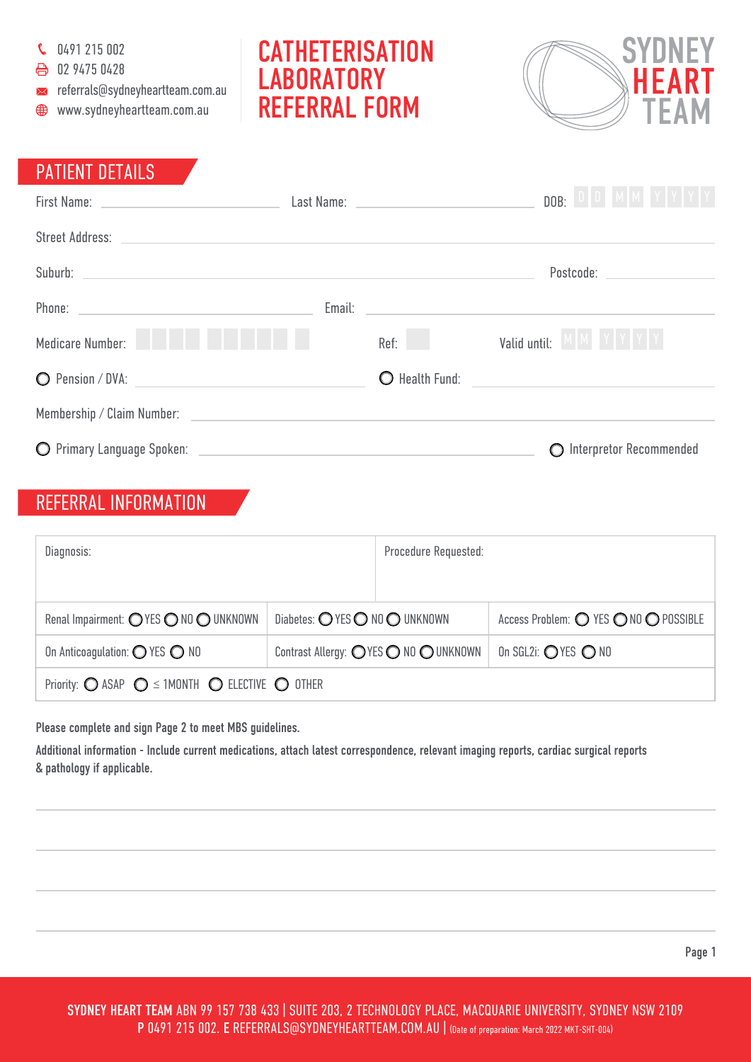0491 215 002
02 9475 0428
referrals@sydneyheartteam.com.au
www.sydneyheartteam.com.au

# CATHETERISATION LABORATORY REFERRAL FORM

SYDNEY HEART TEAM

## PATIENT DETAILS

First Name: ____________ Last Name: ____________ DOB: D D M M Y Y Y Y

Street Address: ____________

Suburb: ____________ Postcode: ____________

Phone: ____________ Email: ____________

Medicare Number: ____________ Ref: ____ Valid until: M M Y Y Y Y

○ Pension / DVA: ____________ ○ Health Fund: ____________

Membership / Claim Number: ____________

○ Primary Language Spoken: ____________ ○ Interpretor Recommended

## REFERRAL INFORMATION

| Diagnosis: | | Procedure Requested: |
|---|---|---|
| Renal Impairment: ○ YES ○ NO ○ UNKNOWN | Diabetes: ○ YES ○ NO ○ UNKNOWN | Access Problem: ○ YES ○ NO ○ POSSIBLE |
| On Anticoagulation: ○ YES ○ NO | Contrast Allergy: ○ YES ○ NO ○ UNKNOWN | On SGL2i: ○ YES ○ NO |
| Priority: ○ ASAP ○ ≤ 1MONTH ○ ELECTIVE ○ OTHER | | |

**Please complete and sign Page 2 to meet MBS guidelines.**

**Additional information - Include current medications, attach latest correspondence, relevant imaging reports, cardiac surgical reports & pathology if applicable.**

**SYDNEY HEART TEAM** ABN 99 157 738 433 | SUITE 203, 2 TECHNOLOGY PLACE, MACQUARIE UNIVERSITY, SYDNEY NSW 2109
**P** 0491 215 002. **E** REFERRALS@SYDNEYHEARTTEAM.COM.AU | (Date of preparation: March 2022 MKT-SHT-004)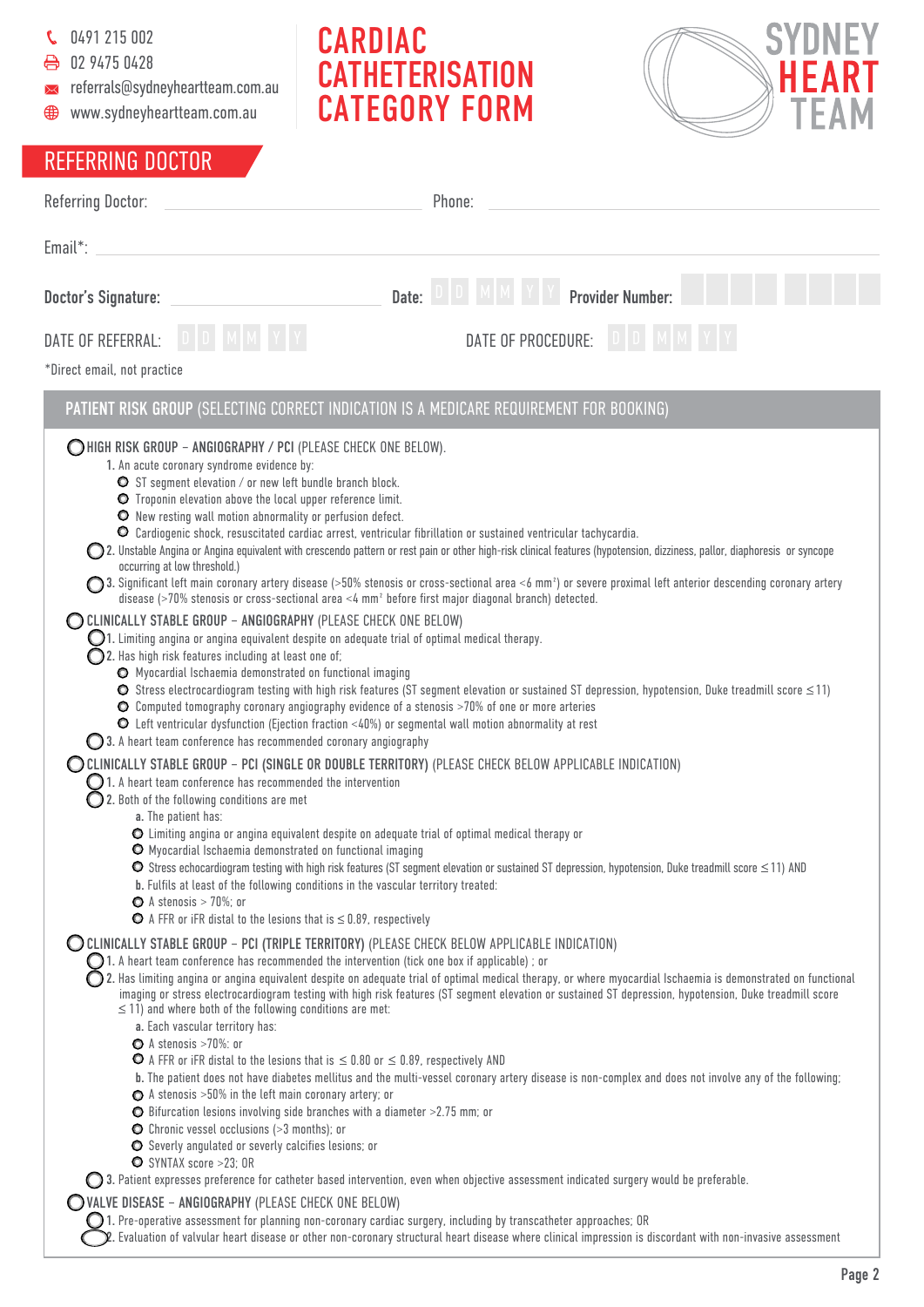- 0491 215 002
- 02 9475 0428
- referrals@sydneyheartteam.com.au
- www.sydneyheartteam.com.au

# CARDIAC CATHETERISATION CATEGORY FORM

SYDNEY HEART TEAM

## REFERRING DOCTOR

Referring Doctor: ______________________ Phone: ______________________

Email*: ______________________

**Doctor's Signature:** ______________________ **Date:** D D M M Y Y **Provider Number:** 

DATE OF REFERRAL: D D M M Y Y DATE OF PROCEDURE: D D M M Y Y

*Direct email, not practice

## PATIENT RISK GROUP (SELECTING CORRECT INDICATION IS A MEDICARE REQUIREMENT FOR BOOKING)

○ **HIGH RISK GROUP – ANGIOGRAPHY / PCI** (PLEASE CHECK ONE BELOW).

1. An acute coronary syndrome evidence by:
   - ○ ST segment elevation / or new left bundle branch block.
   - ○ Troponin elevation above the local upper reference limit.
   - ○ New resting wall motion abnormality or perfusion defect.
   - ○ Cardiogenic shock, resuscitated cardiac arrest, ventricular fibrillation or sustained ventricular tachycardia.

○ 2. Unstable Angina or Angina equivalent with crescendo pattern or rest pain or other high-risk clinical features (hypotension, dizziness, pallor, diaphoresis or syncope occurring at low threshold.)

○ 3. Significant left main coronary artery disease (>50% stenosis or cross-sectional area <6 mm²) or severe proximal left anterior descending coronary artery disease (>70% stenosis or cross-sectional area <4 mm² before first major diagonal branch) detected.

○ **CLINICALLY STABLE GROUP – ANGIOGRAPHY** (PLEASE CHECK ONE BELOW)

○ 1. Limiting angina or angina equivalent despite on adequate trial of optimal medical therapy.

○ 2. Has high risk features including at least one of;
   - ○ Myocardial Ischaemia demonstrated on functional imaging
   - ○ Stress electrocardiogram testing with high risk features (ST segment elevation or sustained ST depression, hypotension, Duke treadmill score ≤11)
   - ○ Computed tomography coronary angiography evidence of a stenosis >70% of one or more arteries
   - ○ Left ventricular dysfunction (Ejection fraction <40%) or segmental wall motion abnormality at rest

○ 3. A heart team conference has recommended coronary angiography

○ **CLINICALLY STABLE GROUP – PCI (SINGLE OR DOUBLE TERRITORY)** (PLEASE CHECK BELOW APPLICABLE INDICATION)

○ 1. A heart team conference has recommended the intervention

○ 2. Both of the following conditions are met

**a.** The patient has:
   - ○ Limiting angina or angina equivalent despite on adequate trial of optimal medical therapy or
   - ○ Myocardial Ischaemia demonstrated on functional imaging
   - ○ Stress echocardiogram testing with high risk features (ST segment elevation or sustained ST depression, hypotension, Duke treadmill score ≤11) AND

**b.** Fulfils at least of the following conditions in the vascular territory treated:
   - ○ A stenosis > 70%; or
   - ○ A FFR or iFR distal to the lesions that is ≤0.89, respectively

○ **CLINICALLY STABLE GROUP – PCI (TRIPLE TERRITORY)** (PLEASE CHECK BELOW APPLICABLE INDICATION)

○ 1. A heart team conference has recommended the intervention (tick one box if applicable) ; or

○ 2. Has limiting angina or angina equivalent despite on adequate trial of optimal medical therapy, or where myocardial Ischaemia is demonstrated on functional imaging or stress electrocardiogram testing with high risk features (ST segment elevation or sustained ST depression, hypotension, Duke treadmill score ≤11) and where both of the following conditions are met:

**a.** Each vascular territory has:
   - ○ A stenosis >70%: or
   - ○ A FFR or iFR distal to the lesions that is ≤ 0.80 or ≤ 0.89, respectively AND

**b.** The patient does not have diabetes mellitus and the multi-vessel coronary artery disease is non-complex and does not involve any of the following;
   - ○ A stenosis >50% in the left main coronary artery; or
   - ○ Bifurcation lesions involving side branches with a diameter >2.75 mm; or
   - ○ Chronic vessel occlusions (>3 months); or
   - ○ Severly angulated or severly calcifies lesions; or
   - ○ SYNTAX score >23; OR

○ 3. Patient expresses preference for catheter based intervention, even when objective assessment indicated surgery would be preferable.

○ **VALVE DISEASE – ANGIOGRAPHY** (PLEASE CHECK ONE BELOW)

○ 1. Pre-operative assessment for planning non-coronary cardiac surgery, including by transcatheter approaches; OR

○ 2. Evaluation of valvular heart disease or other non-coronary structural heart disease where clinical impression is discordant with non-invasive assessment